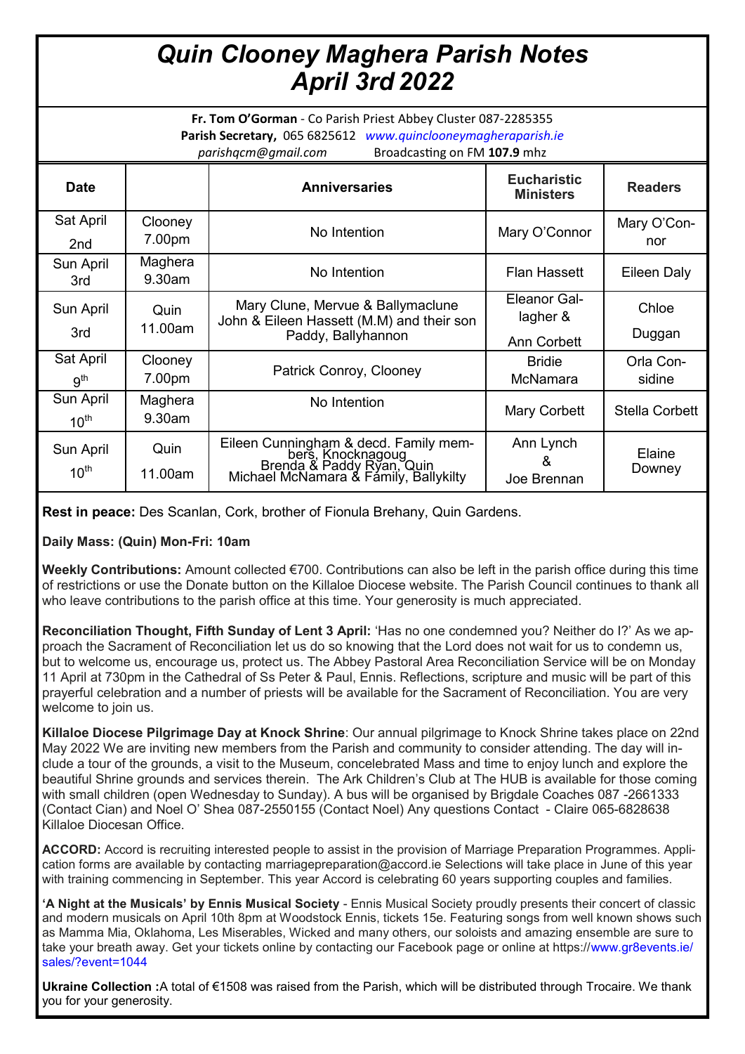# *Quin Clooney Maghera Parish Notes*
# *April 3rd 2022*

**Fr. Tom O'Gorman** - Co Parish Priest Abbey Cluster 087-2285355
**Parish Secretary,** 065 6825612 *www.quinclooneymagheraparish.ie*
*parishqcm@gmail.com* Broadcasting on FM **107.9** mhz

| Date | | Anniversaries | Eucharistic Ministers | Readers |
|---|---|---|---|---|
| Sat April 2nd | Clooney 7.00pm | No Intention | Mary O'Connor | Mary O'Connor |
| Sun April 3rd | Maghera 9.30am | No Intention | Flan Hassett | Eileen Daly |
| Sun April 3rd | Quin 11.00am | Mary Clune, Mervue & Ballymaclune<br>John & Eileen Hassett (M.M) and their son Paddy, Ballyhannon | Eleanor Gallagher & Ann Corbett | Chloe Duggan |
| Sat April 9th | Clooney 7.00pm | Patrick Conroy, Clooney | Bridie McNamara | Orla Considine |
| Sun April 10th | Maghera 9.30am | No Intention | Mary Corbett | Stella Corbett |
| Sun April 10th | Quin 11.00am | Eileen Cunningham & decd. Family members, Knocknagoug<br>Brenda & Paddy Ryan, Quin<br>Michael McNamara & Family, Ballykilty | Ann Lynch & Joe Brennan | Elaine Downey |

**Rest in peace:** Des Scanlan, Cork, brother of Fionula Brehany, Quin Gardens.

**Daily Mass: (Quin) Mon-Fri: 10am**

**Weekly Contributions:** Amount collected €700. Contributions can also be left in the parish office during this time of restrictions or use the Donate button on the Killaloe Diocese website. The Parish Council continues to thank all who leave contributions to the parish office at this time. Your generosity is much appreciated.

**Reconciliation Thought, Fifth Sunday of Lent 3 April:** 'Has no one condemned you? Neither do I?' As we approach the Sacrament of Reconciliation let us do so knowing that the Lord does not wait for us to condemn us, but to welcome us, encourage us, protect us. The Abbey Pastoral Area Reconciliation Service will be on Monday 11 April at 730pm in the Cathedral of Ss Peter & Paul, Ennis. Reflections, scripture and music will be part of this prayerful celebration and a number of priests will be available for the Sacrament of Reconciliation. You are very welcome to join us.

**Killaloe Diocese Pilgrimage Day at Knock Shrine**: Our annual pilgrimage to Knock Shrine takes place on 22nd May 2022 We are inviting new members from the Parish and community to consider attending. The day will include a tour of the grounds, a visit to the Museum, concelebrated Mass and time to enjoy lunch and explore the beautiful Shrine grounds and services therein. The Ark Children's Club at The HUB is available for those coming with small children (open Wednesday to Sunday). A bus will be organised by Brigdale Coaches 087 -2661333 (Contact Cian) and Noel O' Shea 087-2550155 (Contact Noel) Any questions Contact - Claire 065-6828638 Killaloe Diocesan Office.

**ACCORD:** Accord is recruiting interested people to assist in the provision of Marriage Preparation Programmes. Application forms are available by contacting marriagepreparation@accord.ie Selections will take place in June of this year with training commencing in September. This year Accord is celebrating 60 years supporting couples and families.

**'A Night at the Musicals' by Ennis Musical Society** - Ennis Musical Society proudly presents their concert of classic and modern musicals on April 10th 8pm at Woodstock Ennis, tickets 15e. Featuring songs from well known shows such as Mamma Mia, Oklahoma, Les Miserables, Wicked and many others, our soloists and amazing ensemble are sure to take your breath away. Get your tickets online by contacting our Facebook page or online at https://www.gr8events.ie/sales/?event=1044

**Ukraine Collection :**A total of €1508 was raised from the Parish, which will be distributed through Trocaire. We thank you for your generosity.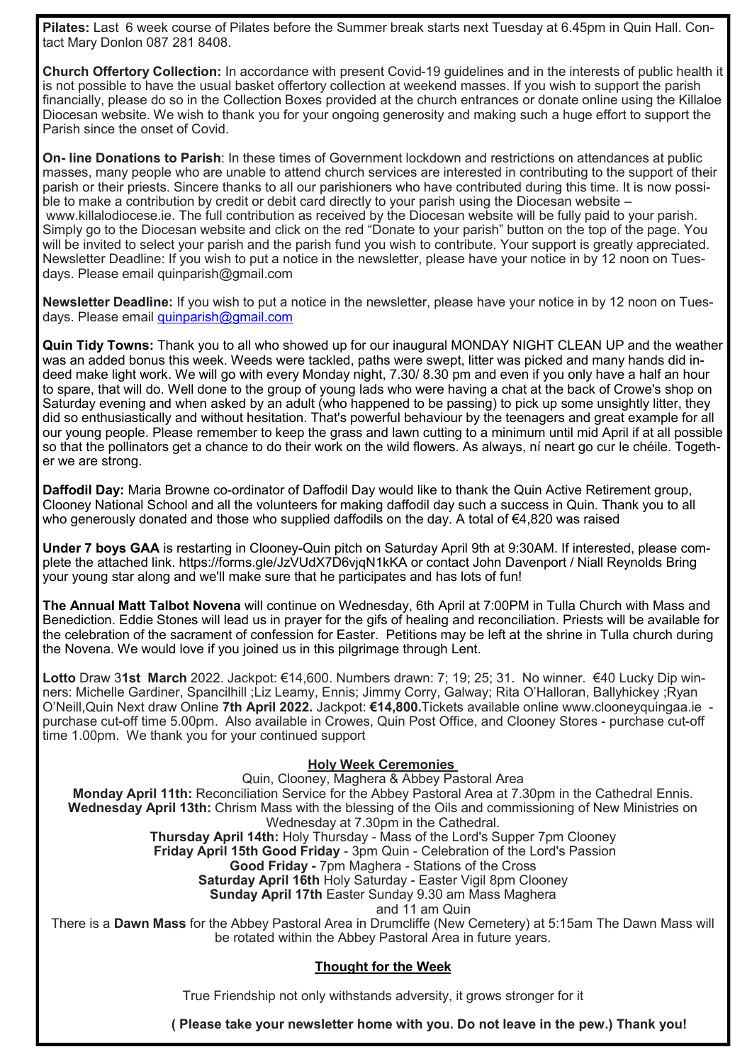**Pilates:** Last 6 week course of Pilates before the Summer break starts next Tuesday at 6.45pm in Quin Hall. Contact Mary Donlon 087 281 8408.

**Church Offertory Collection:** In accordance with present Covid-19 guidelines and in the interests of public health it is not possible to have the usual basket offertory collection at weekend masses. If you wish to support the parish financially, please do so in the Collection Boxes provided at the church entrances or donate online using the Killaloe Diocesan website. We wish to thank you for your ongoing generosity and making such a huge effort to support the Parish since the onset of Covid.

**On- line Donations to Parish**: In these times of Government lockdown and restrictions on attendances at public masses, many people who are unable to attend church services are interested in contributing to the support of their parish or their priests. Sincere thanks to all our parishioners who have contributed during this time. It is now possible to make a contribution by credit or debit card directly to your parish using the Diocesan website – www.killalodiocese.ie. The full contribution as received by the Diocesan website will be fully paid to your parish. Simply go to the Diocesan website and click on the red "Donate to your parish" button on the top of the page. You will be invited to select your parish and the parish fund you wish to contribute. Your support is greatly appreciated. Newsletter Deadline: If you wish to put a notice in the newsletter, please have your notice in by 12 noon on Tuesdays. Please email quinparish@gmail.com

**Newsletter Deadline:** If you wish to put a notice in the newsletter, please have your notice in by 12 noon on Tuesdays. Please email quinparish@gmail.com

**Quin Tidy Towns:** Thank you to all who showed up for our inaugural MONDAY NIGHT CLEAN UP and the weather was an added bonus this week. Weeds were tackled, paths were swept, litter was picked and many hands did indeed make light work. We will go with every Monday night, 7.30/ 8.30 pm and even if you only have a half an hour to spare, that will do. Well done to the group of young lads who were having a chat at the back of Crowe's shop on Saturday evening and when asked by an adult (who happened to be passing) to pick up some unsightly litter, they did so enthusiastically and without hesitation. That's powerful behaviour by the teenagers and great example for all our young people. Please remember to keep the grass and lawn cutting to a minimum until mid April if at all possible so that the pollinators get a chance to do their work on the wild flowers. As always, ní neart go cur le chéile. Together we are strong.

**Daffodil Day:** Maria Browne co-ordinator of Daffodil Day would like to thank the Quin Active Retirement group, Clooney National School and all the volunteers for making daffodil day such a success in Quin. Thank you to all who generously donated and those who supplied daffodils on the day. A total of €4,820 was raised

**Under 7 boys GAA** is restarting in Clooney-Quin pitch on Saturday April 9th at 9:30AM. If interested, please complete the attached link. https://forms.gle/JzVUdX7D6vjqN1kKA or contact John Davenport / Niall Reynolds Bring your young star along and we'll make sure that he participates and has lots of fun!

**The Annual Matt Talbot Novena** will continue on Wednesday, 6th April at 7:00PM in Tulla Church with Mass and Benediction. Eddie Stones will lead us in prayer for the gifs of healing and reconciliation. Priests will be available for the celebration of the sacrament of confession for Easter. Petitions may be left at the shrine in Tulla church during the Novena. We would love if you joined us in this pilgrimage through Lent.

**Lotto** Draw 3**1st March** 2022. Jackpot: €14,600. Numbers drawn: 7; 19; 25; 31. No winner. €40 Lucky Dip winners: Michelle Gardiner, Spancilhill ;Liz Leamy, Ennis; Jimmy Corry, Galway; Rita O'Halloran, Ballyhickey ;Ryan O'Neill,Quin Next draw Online **7th April 2022.** Jackpot: **€14,800.**Tickets available online www.clooneyquingaa.ie - purchase cut-off time 5.00pm. Also available in Crowes, Quin Post Office, and Clooney Stores - purchase cut-off time 1.00pm. We thank you for your continued support

## Holy Week Ceremonies

Quin, Clooney, Maghera & Abbey Pastoral Area

**Monday April 11th:** Reconciliation Service for the Abbey Pastoral Area at 7.30pm in the Cathedral Ennis.

**Wednesday April 13th:** Chrism Mass with the blessing of the Oils and commissioning of New Ministries on Wednesday at 7.30pm in the Cathedral.

**Thursday April 14th:** Holy Thursday - Mass of the Lord's Supper 7pm Clooney

**Friday April 15th Good Friday** - 3pm Quin - Celebration of the Lord's Passion

**Good Friday -** 7pm Maghera - Stations of the Cross

**Saturday April 16th** Holy Saturday - Easter Vigil 8pm Clooney

**Sunday April 17th** Easter Sunday 9.30 am Mass Maghera and 11 am Quin

There is a **Dawn Mass** for the Abbey Pastoral Area in Drumcliffe (New Cemetery) at 5:15am The Dawn Mass will be rotated within the Abbey Pastoral Area in future years.

## Thought for the Week

True Friendship not only withstands adversity, it grows stronger for it

**( Please take your newsletter home with you. Do not leave in the pew.) Thank you!**